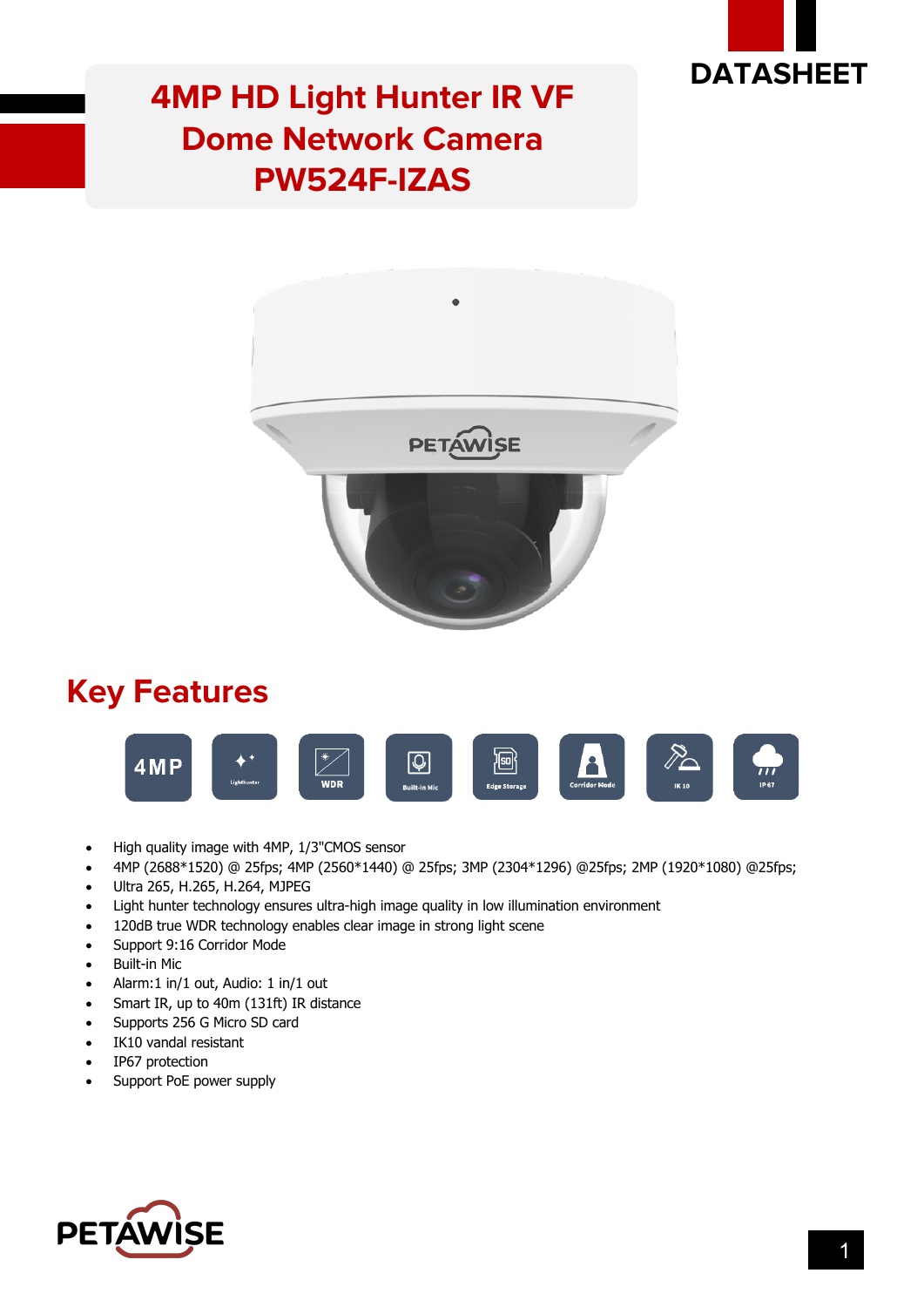DATASHEET

# 4MP HD Light Hunter IR VF Dome Network Camera PW524F-IZAS

## Key Features

4MP | Lighthunter | WDR | Built-in Mic | Edge Storage | Corridor Mode | IK 10 | IP67

- High quality image with 4MP, 1/3"CMOS sensor
- 4MP (2688*1520) @ 25fps; 4MP (2560*1440) @ 25fps; 3MP (2304*1296) @25fps; 2MP (1920*1080) @25fps;
- Ultra 265, H.265, H.264, MJPEG
- Light hunter technology ensures ultra-high image quality in low illumination environment
- 120dB true WDR technology enables clear image in strong light scene
- Support 9:16 Corridor Mode
- Built-in Mic
- Alarm:1 in/1 out, Audio: 1 in/1 out
- Smart IR, up to 40m (131ft) IR distance
- Supports 256 G Micro SD card
- IK10 vandal resistant
- IP67 protection
- Support PoE power supply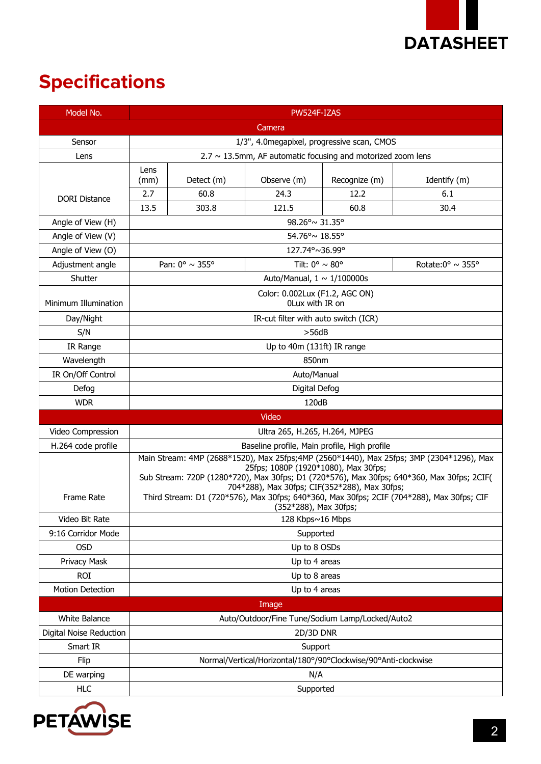## Specifications

| Model No. | PW524F-IZAS | | | | |
|---|---|---|---|---|---|
| **Camera** | | | | | |
| Sensor | 1/3", 4.0megapixel, progressive scan, CMOS | | | | |
| Lens | 2.7 ~ 13.5mm, AF automatic focusing and motorized zoom lens | | | | |
| DORI Distance | Lens (mm) | Detect (m) | Observe (m) | Recognize (m) | Identify (m) |
| | 2.7 | 60.8 | 24.3 | 12.2 | 6.1 |
| | 13.5 | 303.8 | 121.5 | 60.8 | 30.4 |
| Angle of View (H) | 98.26°~ 31.35° | | | | |
| Angle of View (V) | 54.76°~ 18.55° | | | | |
| Angle of View (O) | 127.74°~36.99° | | | | |
| Adjustment angle | Pan: 0° ~ 355° | | Tilt: 0° ~ 80° | | Rotate:0° ~ 355° |
| Shutter | Auto/Manual, 1 ~ 1/100000s | | | | |
| Minimum Illumination | Color: 0.002Lux (F1.2, AGC ON)<br>0Lux with IR on | | | | |
| Day/Night | IR-cut filter with auto switch (ICR) | | | | |
| S/N | >56dB | | | | |
| IR Range | Up to 40m (131ft) IR range | | | | |
| Wavelength | 850nm | | | | |
| IR On/Off Control | Auto/Manual | | | | |
| Defog | Digital Defog | | | | |
| WDR | 120dB | | | | |
| **Video** | | | | | |
| Video Compression | Ultra 265, H.265, H.264, MJPEG | | | | |
| H.264 code profile | Baseline profile, Main profile, High profile | | | | |
| Frame Rate | Main Stream: 4MP (2688*1520), Max 25fps;4MP (2560*1440), Max 25fps; 3MP (2304*1296), Max 25fps; 1080P (1920*1080), Max 30fps;<br>Sub Stream: 720P (1280*720), Max 30fps; D1 (720*576), Max 30fps; 640*360, Max 30fps; 2CIF( 704*288), Max 30fps; CIF(352*288), Max 30fps;<br>Third Stream: D1 (720*576), Max 30fps; 640*360, Max 30fps; 2CIF (704*288), Max 30fps; CIF (352*288), Max 30fps; | | | | |
| Video Bit Rate | 128 Kbps~16 Mbps | | | | |
| 9:16 Corridor Mode | Supported | | | | |
| OSD | Up to 8 OSDs | | | | |
| Privacy Mask | Up to 4 areas | | | | |
| ROI | Up to 8 areas | | | | |
| Motion Detection | Up to 4 areas | | | | |
| **Image** | | | | | |
| White Balance | Auto/Outdoor/Fine Tune/Sodium Lamp/Locked/Auto2 | | | | |
| Digital Noise Reduction | 2D/3D DNR | | | | |
| Smart IR | Support | | | | |
| Flip | Normal/Vertical/Horizontal/180°/90°Clockwise/90°Anti-clockwise | | | | |
| DE warping | N/A | | | | |
| HLC | Supported | | | | |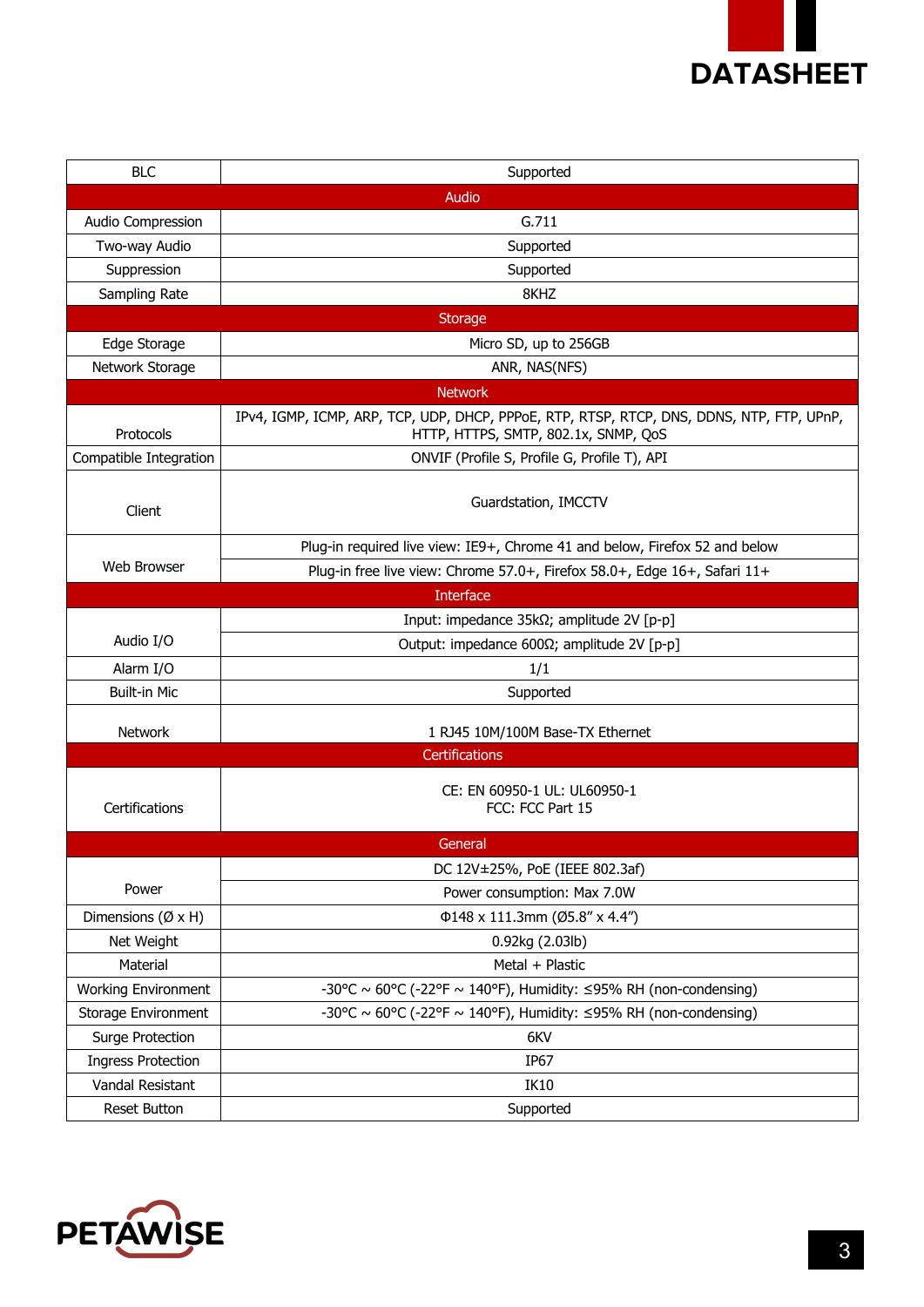| BLC | Supported |
|---|---|
| **Audio** | |
| Audio Compression | G.711 |
| Two-way Audio | Supported |
| Suppression | Supported |
| Sampling Rate | 8KHZ |
| **Storage** | |
| Edge Storage | Micro SD, up to 256GB |
| Network Storage | ANR, NAS(NFS) |
| **Network** | |
| Protocols | IPv4, IGMP, ICMP, ARP, TCP, UDP, DHCP, PPPoE, RTP, RTSP, RTCP, DNS, DDNS, NTP, FTP, UPnP, HTTP, HTTPS, SMTP, 802.1x, SNMP, QoS |
| Compatible Integration | ONVIF (Profile S, Profile G, Profile T), API |
| Client | Guardstation, IMCCTV |
| Web Browser | Plug-in required live view: IE9+, Chrome 41 and below, Firefox 52 and below |
| | Plug-in free live view: Chrome 57.0+, Firefox 58.0+, Edge 16+, Safari 11+ |
| **Interface** | |
| Audio I/O | Input: impedance 35kΩ; amplitude 2V [p-p] |
| | Output: impedance 600Ω; amplitude 2V [p-p] |
| Alarm I/O | 1/1 |
| Built-in Mic | Supported |
| Network | 1 RJ45 10M/100M Base-TX Ethernet |
| **Certifications** | |
| Certifications | CE: EN 60950-1 UL: UL60950-1<br>FCC: FCC Part 15 |
| **General** | |
| Power | DC 12V±25%, PoE (IEEE 802.3af) |
| | Power consumption: Max 7.0W |
| Dimensions (Ø x H) | Φ148 x 111.3mm (Ø5.8" x 4.4") |
| Net Weight | 0.92kg (2.03lb) |
| Material | Metal + Plastic |
| Working Environment | -30°C ~ 60°C (-22°F ~ 140°F), Humidity: ≤95% RH (non-condensing) |
| Storage Environment | -30°C ~ 60°C (-22°F ~ 140°F), Humidity: ≤95% RH (non-condensing) |
| Surge Protection | 6KV |
| Ingress Protection | IP67 |
| Vandal Resistant | IK10 |
| Reset Button | Supported |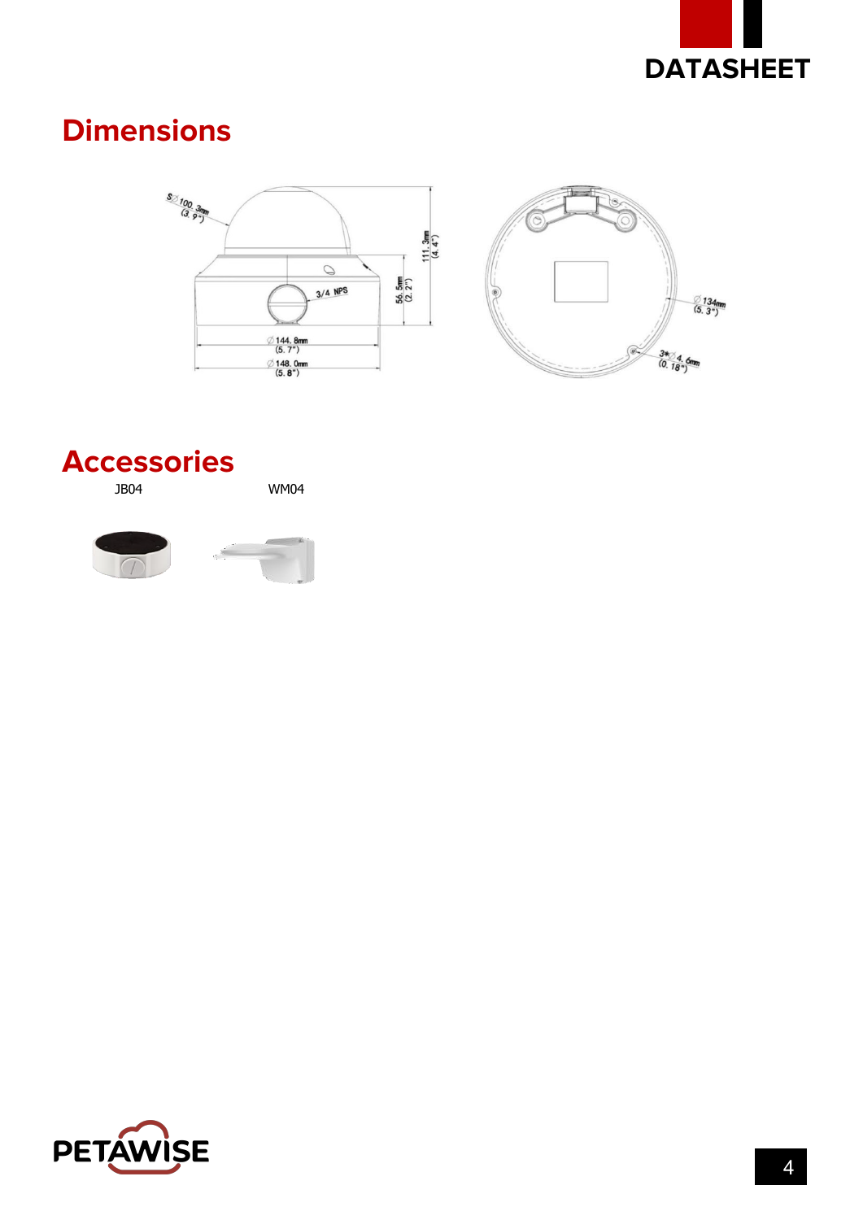## Dimensions

## Accessories

JB04 WM04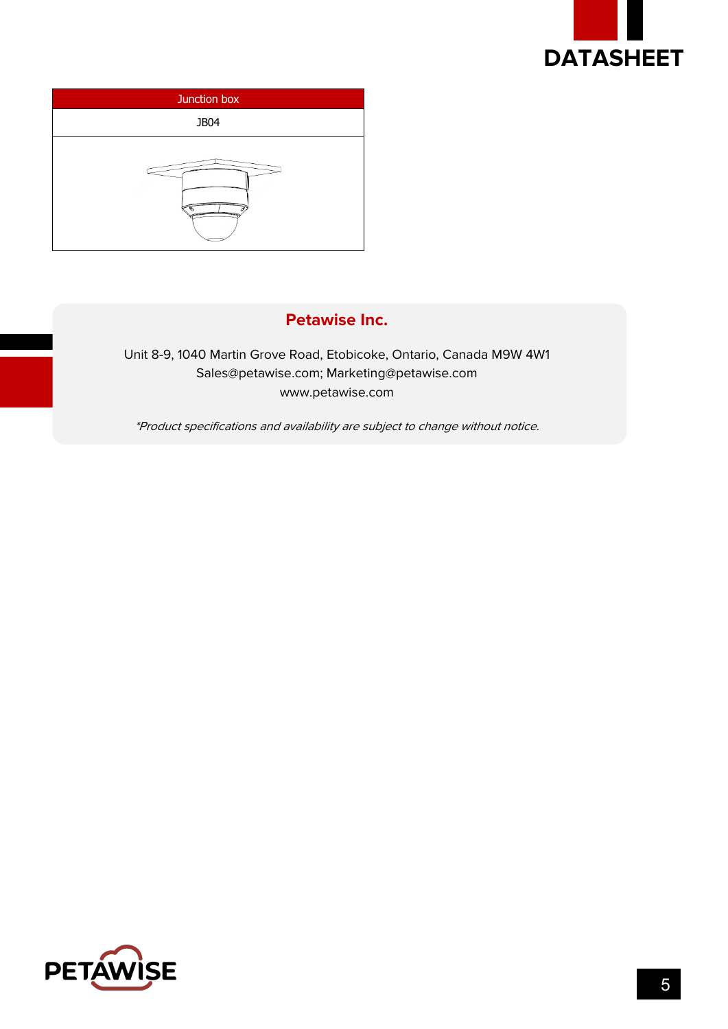| Junction box |
|---|
| JB04 |
| |

## Petawise Inc.

Unit 8-9, 1040 Martin Grove Road, Etobicoke, Ontario, Canada M9W 4W1
Sales@petawise.com; Marketing@petawise.com
www.petawise.com

*\*Product specifications and availability are subject to change without notice.*